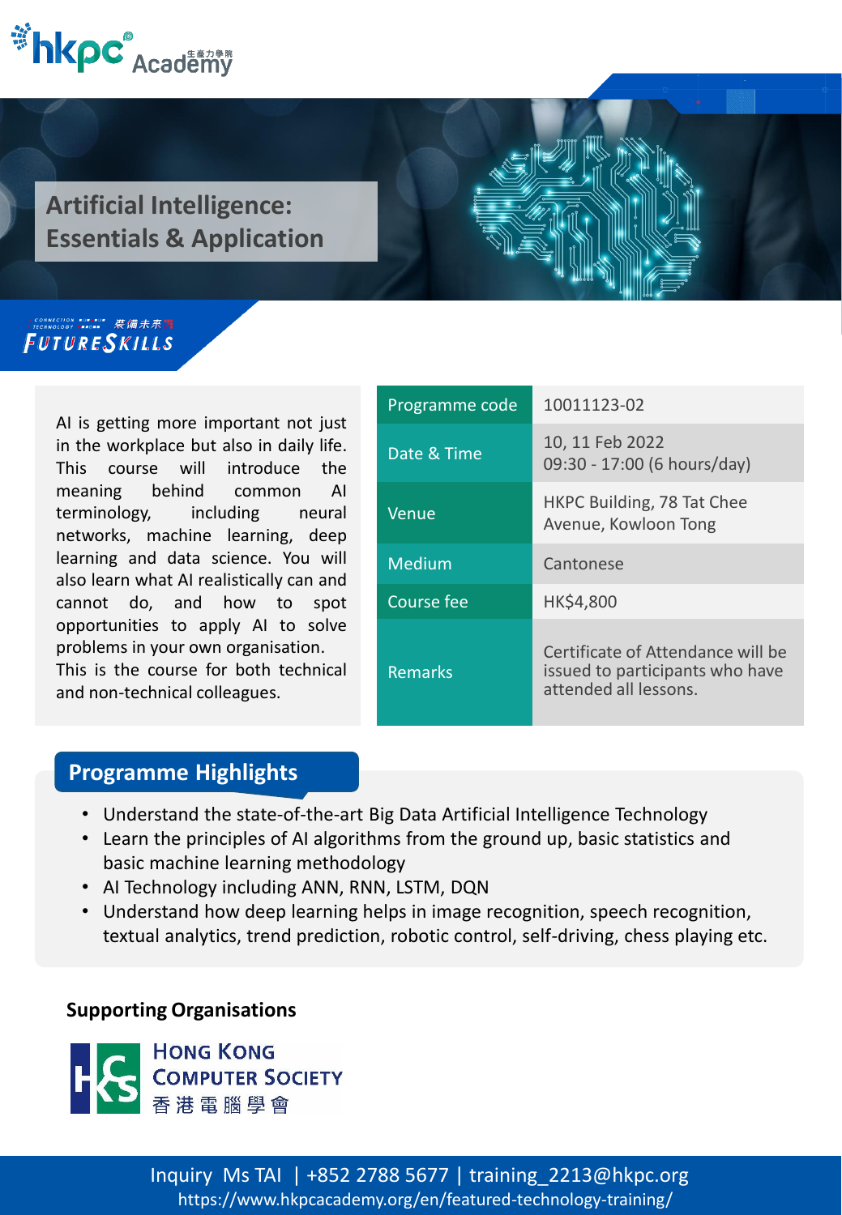hkpc Academy 生產力學院

# Artificial Intelligence: Essentials & Application

FUTURESKILLS 裝備未來

AI is getting more important not just in the workplace but also in daily life. This course will introduce the meaning behind common AI terminology, including neural networks, machine learning, deep learning and data science. You will also learn what AI realistically can and cannot do, and how to spot opportunities to apply AI to solve problems in your own organisation. This is the course for both technical and non-technical colleagues.

| | |
|---|---|
| Programme code | 10011123-02 |
| Date & Time | 10, 11 Feb 2022<br>09:30 - 17:00 (6 hours/day) |
| Venue | HKPC Building, 78 Tat Chee Avenue, Kowloon Tong |
| Medium | Cantonese |
| Course fee | HK$4,800 |
| Remarks | Certificate of Attendance will be issued to participants who have attended all lessons. |

## Programme Highlights

- Understand the state-of-the-art Big Data Artificial Intelligence Technology
- Learn the principles of AI algorithms from the ground up, basic statistics and basic machine learning methodology
- AI Technology including ANN, RNN, LSTM, DQN
- Understand how deep learning helps in image recognition, speech recognition, textual analytics, trend prediction, robotic control, self-driving, chess playing etc.

**Supporting Organisations**

Hong Kong Computer Society 香港電腦學會

Inquiry Ms TAI | +852 2788 5677 | training_2213@hkpc.org
https://www.hkpcacademy.org/en/featured-technology-training/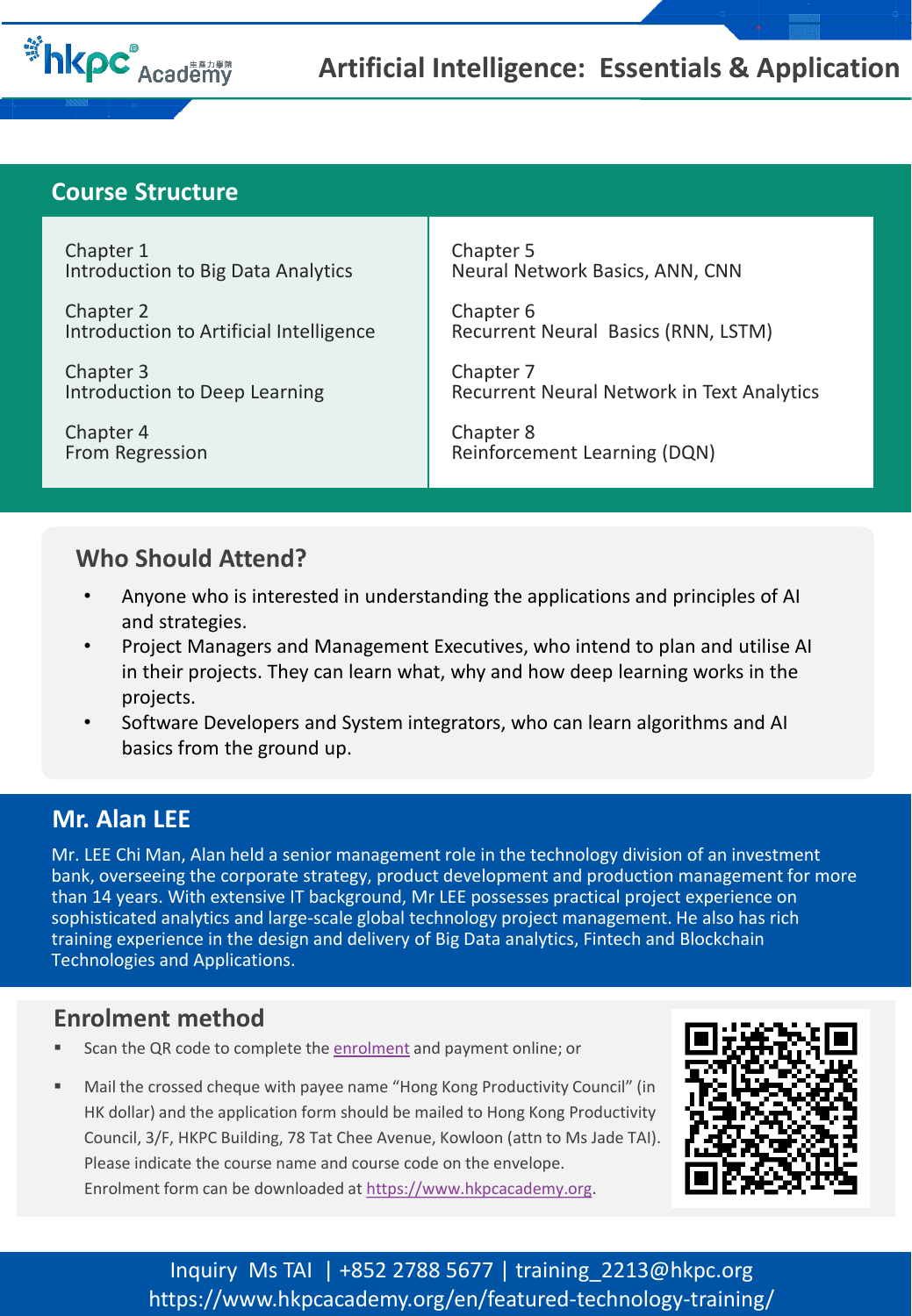## Course Structure

Chapter 1
Introduction to Big Data Analytics

Chapter 2
Introduction to Artificial Intelligence

Chapter 3
Introduction to Deep Learning

Chapter 4
From Regression

Chapter 5
Neural Network Basics, ANN, CNN

Chapter 6
Recurrent Neural Basics (RNN, LSTM)

Chapter 7
Recurrent Neural Network in Text Analytics

Chapter 8
Reinforcement Learning (DQN)

## Who Should Attend?

- Anyone who is interested in understanding the applications and principles of AI and strategies.
- Project Managers and Management Executives, who intend to plan and utilise AI in their projects. They can learn what, why and how deep learning works in the projects.
- Software Developers and System integrators, who can learn algorithms and AI basics from the ground up.

## Mr. Alan LEE

Mr. LEE Chi Man, Alan held a senior management role in the technology division of an investment bank, overseeing the corporate strategy, product development and production management for more than 14 years. With extensive IT background, Mr LEE possesses practical project experience on sophisticated analytics and large-scale global technology project management. He also has rich training experience in the design and delivery of Big Data analytics, Fintech and Blockchain Technologies and Applications.

## Enrolment method

- Scan the QR code to complete the enrolment and payment online; or
- Mail the crossed cheque with payee name "Hong Kong Productivity Council" (in HK dollar) and the application form should be mailed to Hong Kong Productivity Council, 3/F, HKPC Building, 78 Tat Chee Avenue, Kowloon (attn to Ms Jade TAI). Please indicate the course name and course code on the envelope. Enrolment form can be downloaded at https://www.hkpcacademy.org.

Inquiry Ms TAI | +852 2788 5677 | training_2213@hkpc.org
https://www.hkpcacademy.org/en/featured-technology-training/